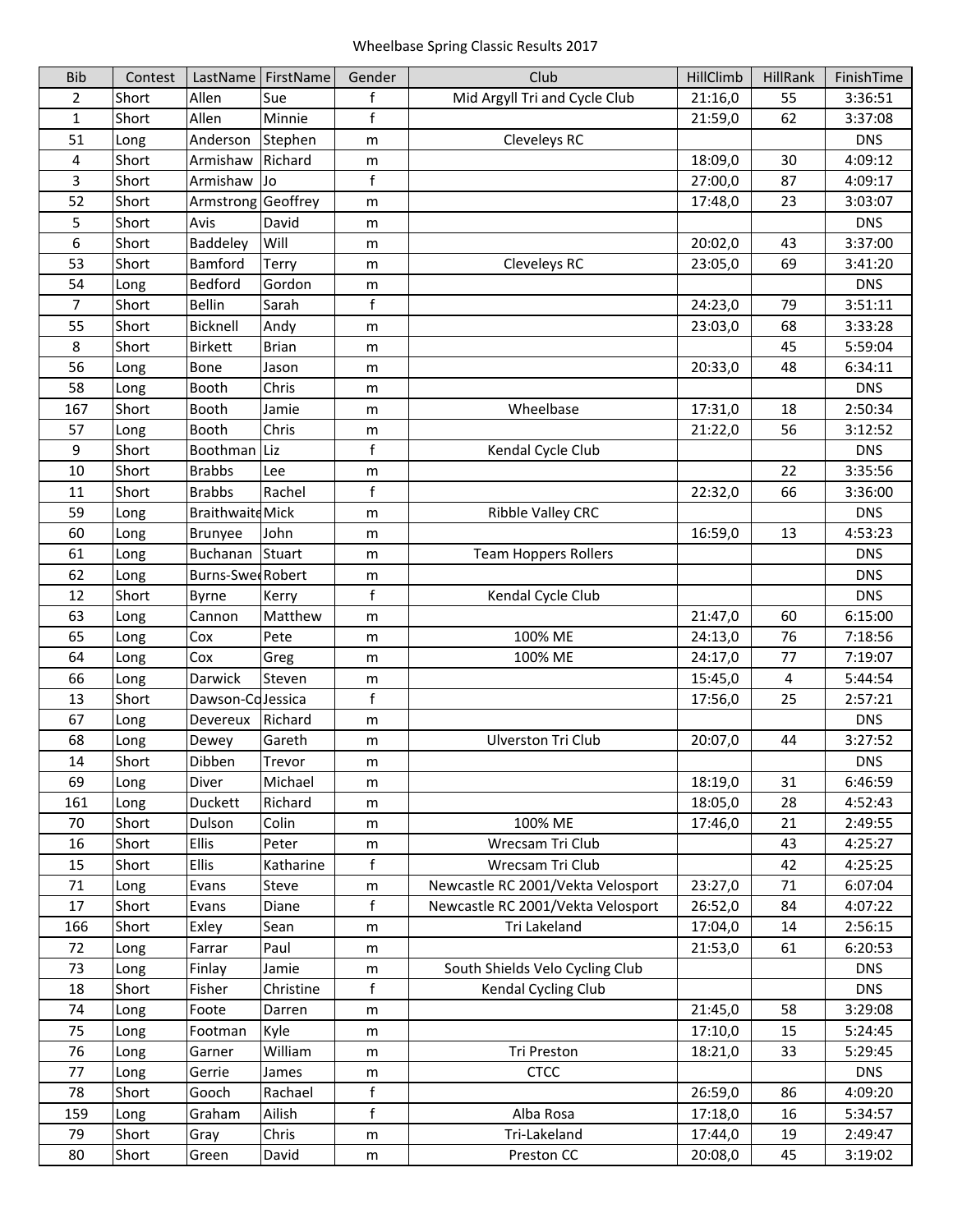# Wheelbase Spring Classic Results 2017

| Bib | Contest | LastName | FirstName | Gender | Club | HillClimb | HillRank | FinishTime |
|---|---|---|---|---|---|---|---|---|
| 2 | Short | Allen | Sue | f | Mid Argyll Tri and Cycle Club | 21:16,0 | 55 | 3:36:51 |
| 1 | Short | Allen | Minnie | f | | 21:59,0 | 62 | 3:37:08 |
| 51 | Long | Anderson | Stephen | m | Cleveleys RC | | | DNS |
| 4 | Short | Armishaw | Richard | m | | 18:09,0 | 30 | 4:09:12 |
| 3 | Short | Armishaw | Jo | f | | 27:00,0 | 87 | 4:09:17 |
| 52 | Short | Armstrong | Geoffrey | m | | 17:48,0 | 23 | 3:03:07 |
| 5 | Short | Avis | David | m | | | | DNS |
| 6 | Short | Baddeley | Will | m | | 20:02,0 | 43 | 3:37:00 |
| 53 | Short | Bamford | Terry | m | Cleveleys RC | 23:05,0 | 69 | 3:41:20 |
| 54 | Long | Bedford | Gordon | m | | | | DNS |
| 7 | Short | Bellin | Sarah | f | | 24:23,0 | 79 | 3:51:11 |
| 55 | Short | Bicknell | Andy | m | | 23:03,0 | 68 | 3:33:28 |
| 8 | Short | Birkett | Brian | m | | | 45 | 5:59:04 |
| 56 | Long | Bone | Jason | m | | 20:33,0 | 48 | 6:34:11 |
| 58 | Long | Booth | Chris | m | | | | DNS |
| 167 | Short | Booth | Jamie | m | Wheelbase | 17:31,0 | 18 | 2:50:34 |
| 57 | Long | Booth | Chris | m | | 21:22,0 | 56 | 3:12:52 |
| 9 | Short | Boothman | Liz | f | Kendal Cycle Club | | | DNS |
| 10 | Short | Brabbs | Lee | m | | | 22 | 3:35:56 |
| 11 | Short | Brabbs | Rachel | f | | 22:32,0 | 66 | 3:36:00 |
| 59 | Long | Braithwaite | Mick | m | Ribble Valley CRC | | | DNS |
| 60 | Long | Brunyee | John | m | | 16:59,0 | 13 | 4:53:23 |
| 61 | Long | Buchanan | Stuart | m | Team Hoppers Rollers | | | DNS |
| 62 | Long | Burns-Swe | Robert | m | | | | DNS |
| 12 | Short | Byrne | Kerry | f | Kendal Cycle Club | | | DNS |
| 63 | Long | Cannon | Matthew | m | | 21:47,0 | 60 | 6:15:00 |
| 65 | Long | Cox | Pete | m | 100% ME | 24:13,0 | 76 | 7:18:56 |
| 64 | Long | Cox | Greg | m | 100% ME | 24:17,0 | 77 | 7:19:07 |
| 66 | Long | Darwick | Steven | m | | 15:45,0 | 4 | 5:44:54 |
| 13 | Short | Dawson-Co | Jessica | f | | 17:56,0 | 25 | 2:57:21 |
| 67 | Long | Devereux | Richard | m | | | | DNS |
| 68 | Long | Dewey | Gareth | m | Ulverston Tri Club | 20:07,0 | 44 | 3:27:52 |
| 14 | Short | Dibben | Trevor | m | | | | DNS |
| 69 | Long | Diver | Michael | m | | 18:19,0 | 31 | 6:46:59 |
| 161 | Long | Duckett | Richard | m | | 18:05,0 | 28 | 4:52:43 |
| 70 | Short | Dulson | Colin | m | 100% ME | 17:46,0 | 21 | 2:49:55 |
| 16 | Short | Ellis | Peter | m | Wrecsam Tri Club | | 43 | 4:25:27 |
| 15 | Short | Ellis | Katharine | f | Wrecsam Tri Club | | 42 | 4:25:25 |
| 71 | Long | Evans | Steve | m | Newcastle RC 2001/Vekta Velosport | 23:27,0 | 71 | 6:07:04 |
| 17 | Short | Evans | Diane | f | Newcastle RC 2001/Vekta Velosport | 26:52,0 | 84 | 4:07:22 |
| 166 | Short | Exley | Sean | m | Tri Lakeland | 17:04,0 | 14 | 2:56:15 |
| 72 | Long | Farrar | Paul | m | | 21:53,0 | 61 | 6:20:53 |
| 73 | Long | Finlay | Jamie | m | South Shields Velo Cycling Club | | | DNS |
| 18 | Short | Fisher | Christine | f | Kendal Cycling Club | | | DNS |
| 74 | Long | Foote | Darren | m | | 21:45,0 | 58 | 3:29:08 |
| 75 | Long | Footman | Kyle | m | | 17:10,0 | 15 | 5:24:45 |
| 76 | Long | Garner | William | m | Tri Preston | 18:21,0 | 33 | 5:29:45 |
| 77 | Long | Gerrie | James | m | CTCC | | | DNS |
| 78 | Short | Gooch | Rachael | f | | 26:59,0 | 86 | 4:09:20 |
| 159 | Long | Graham | Ailish | f | Alba Rosa | 17:18,0 | 16 | 5:34:57 |
| 79 | Short | Gray | Chris | m | Tri-Lakeland | 17:44,0 | 19 | 2:49:47 |
| 80 | Short | Green | David | m | Preston CC | 20:08,0 | 45 | 3:19:02 |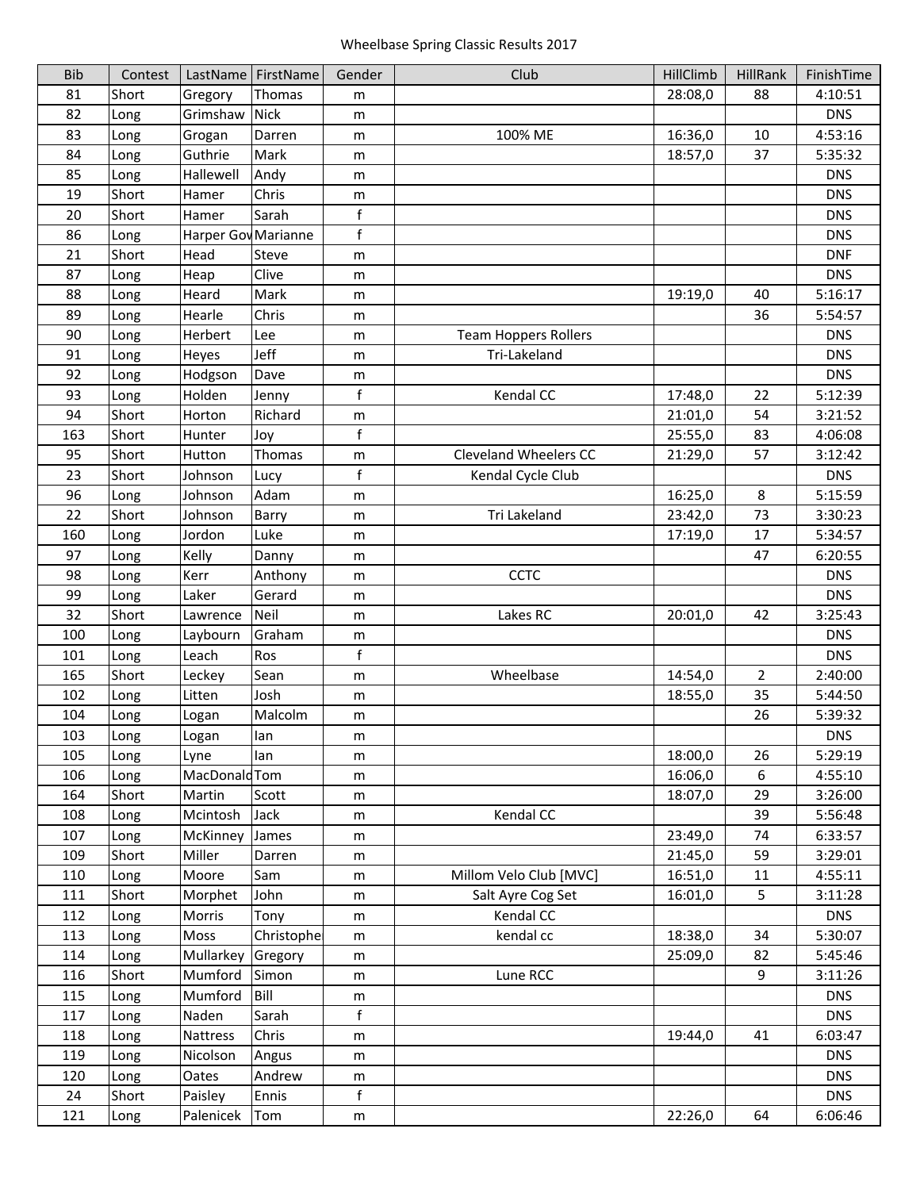Wheelbase Spring Classic Results 2017

| Bib | Contest | LastName | FirstName | Gender | Club | HillClimb | HillRank | FinishTime |
|---|---|---|---|---|---|---|---|---|
| 81 | Short | Gregory | Thomas | m | | 28:08,0 | 88 | 4:10:51 |
| 82 | Long | Grimshaw | Nick | m | | | | DNS |
| 83 | Long | Grogan | Darren | m | 100% ME | 16:36,0 | 10 | 4:53:16 |
| 84 | Long | Guthrie | Mark | m | | 18:57,0 | 37 | 5:35:32 |
| 85 | Long | Hallewell | Andy | m | | | | DNS |
| 19 | Short | Hamer | Chris | m | | | | DNS |
| 20 | Short | Hamer | Sarah | f | | | | DNS |
| 86 | Long | Harper Gov | Marianne | f | | | | DNS |
| 21 | Short | Head | Steve | m | | | | DNF |
| 87 | Long | Heap | Clive | m | | | | DNS |
| 88 | Long | Heard | Mark | m | | 19:19,0 | 40 | 5:16:17 |
| 89 | Long | Hearle | Chris | m | | | 36 | 5:54:57 |
| 90 | Long | Herbert | Lee | m | Team Hoppers Rollers | | | DNS |
| 91 | Long | Heyes | Jeff | m | Tri-Lakeland | | | DNS |
| 92 | Long | Hodgson | Dave | m | | | | DNS |
| 93 | Long | Holden | Jenny | f | Kendal CC | 17:48,0 | 22 | 5:12:39 |
| 94 | Short | Horton | Richard | m | | 21:01,0 | 54 | 3:21:52 |
| 163 | Short | Hunter | Joy | f | | 25:55,0 | 83 | 4:06:08 |
| 95 | Short | Hutton | Thomas | m | Cleveland Wheelers CC | 21:29,0 | 57 | 3:12:42 |
| 23 | Short | Johnson | Lucy | f | Kendal Cycle Club | | | DNS |
| 96 | Long | Johnson | Adam | m | | 16:25,0 | 8 | 5:15:59 |
| 22 | Short | Johnson | Barry | m | Tri Lakeland | 23:42,0 | 73 | 3:30:23 |
| 160 | Long | Jordon | Luke | m | | 17:19,0 | 17 | 5:34:57 |
| 97 | Long | Kelly | Danny | m | | | 47 | 6:20:55 |
| 98 | Long | Kerr | Anthony | m | CCTC | | | DNS |
| 99 | Long | Laker | Gerard | m | | | | DNS |
| 32 | Short | Lawrence | Neil | m | Lakes RC | 20:01,0 | 42 | 3:25:43 |
| 100 | Long | Laybourn | Graham | m | | | | DNS |
| 101 | Long | Leach | Ros | f | | | | DNS |
| 165 | Short | Leckey | Sean | m | Wheelbase | 14:54,0 | 2 | 2:40:00 |
| 102 | Long | Litten | Josh | m | | 18:55,0 | 35 | 5:44:50 |
| 104 | Long | Logan | Malcolm | m | | | 26 | 5:39:32 |
| 103 | Long | Logan | Ian | m | | | | DNS |
| 105 | Long | Lyne | Ian | m | | 18:00,0 | 26 | 5:29:19 |
| 106 | Long | MacDonald | Tom | m | | 16:06,0 | 6 | 4:55:10 |
| 164 | Short | Martin | Scott | m | | 18:07,0 | 29 | 3:26:00 |
| 108 | Long | Mcintosh | Jack | m | Kendal CC | | 39 | 5:56:48 |
| 107 | Long | McKinney | James | m | | 23:49,0 | 74 | 6:33:57 |
| 109 | Short | Miller | Darren | m | | 21:45,0 | 59 | 3:29:01 |
| 110 | Long | Moore | Sam | m | Millom Velo Club [MVC] | 16:51,0 | 11 | 4:55:11 |
| 111 | Short | Morphet | John | m | Salt Ayre Cog Set | 16:01,0 | 5 | 3:11:28 |
| 112 | Long | Morris | Tony | m | Kendal CC | | | DNS |
| 113 | Long | Moss | Christophe | m | kendal cc | 18:38,0 | 34 | 5:30:07 |
| 114 | Long | Mullarkey | Gregory | m | | 25:09,0 | 82 | 5:45:46 |
| 116 | Short | Mumford | Simon | m | Lune RCC | | 9 | 3:11:26 |
| 115 | Long | Mumford | Bill | m | | | | DNS |
| 117 | Long | Naden | Sarah | f | | | | DNS |
| 118 | Long | Nattress | Chris | m | | 19:44,0 | 41 | 6:03:47 |
| 119 | Long | Nicolson | Angus | m | | | | DNS |
| 120 | Long | Oates | Andrew | m | | | | DNS |
| 24 | Short | Paisley | Ennis | f | | | | DNS |
| 121 | Long | Palenicek | Tom | m | | 22:26,0 | 64 | 6:06:46 |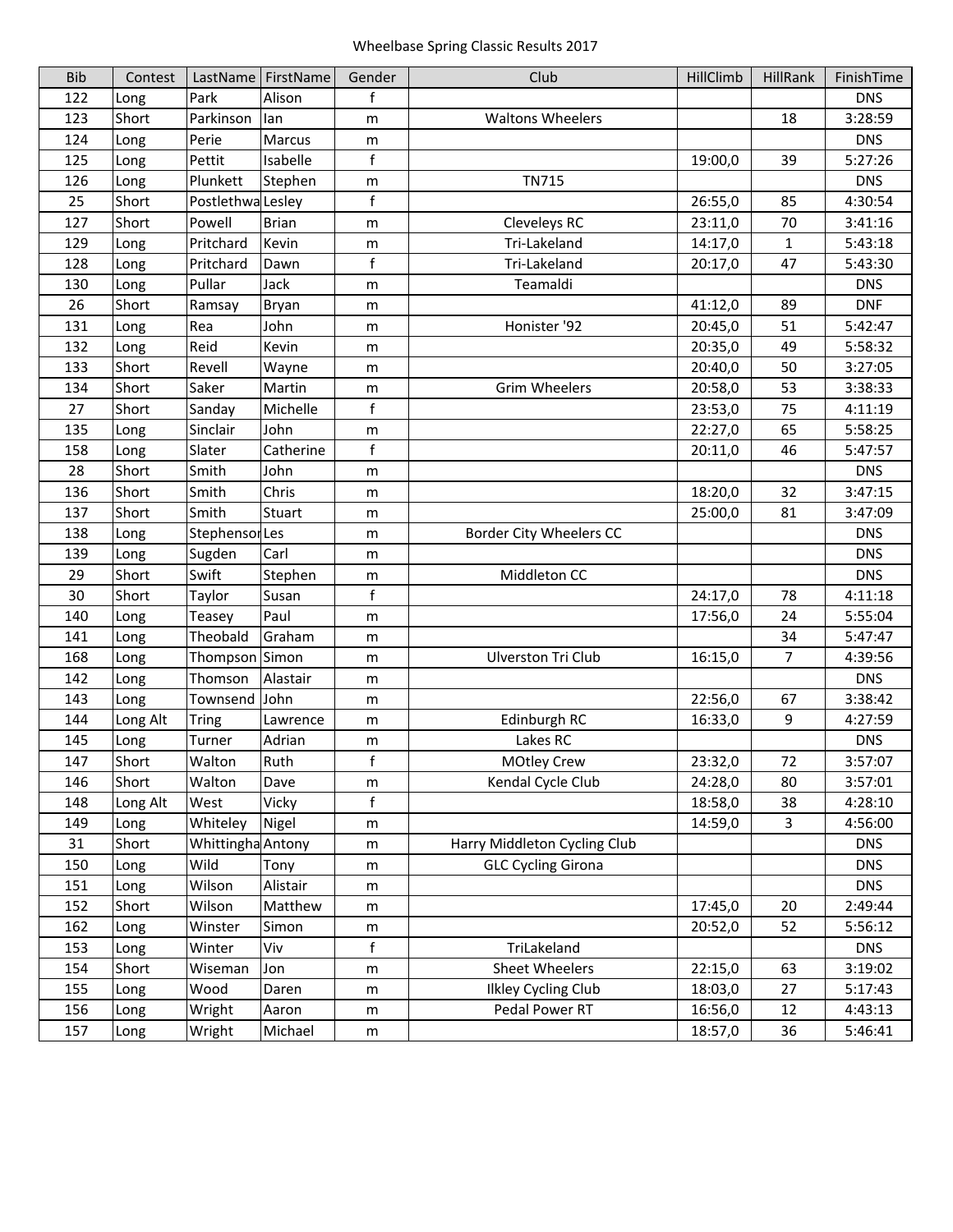Wheelbase Spring Classic Results 2017

| Bib | Contest | LastName | FirstName | Gender | Club | HillClimb | HillRank | FinishTime |
|---|---|---|---|---|---|---|---|---|
| 122 | Long | Park | Alison | f | | | | DNS |
| 123 | Short | Parkinson | Ian | m | Waltons Wheelers | | 18 | 3:28:59 |
| 124 | Long | Perie | Marcus | m | | | | DNS |
| 125 | Long | Pettit | Isabelle | f | | 19:00,0 | 39 | 5:27:26 |
| 126 | Long | Plunkett | Stephen | m | TN715 | | | DNS |
| 25 | Short | Postlethwa | Lesley | f | | 26:55,0 | 85 | 4:30:54 |
| 127 | Short | Powell | Brian | m | Cleveleys RC | 23:11,0 | 70 | 3:41:16 |
| 129 | Long | Pritchard | Kevin | m | Tri-Lakeland | 14:17,0 | 1 | 5:43:18 |
| 128 | Long | Pritchard | Dawn | f | Tri-Lakeland | 20:17,0 | 47 | 5:43:30 |
| 130 | Long | Pullar | Jack | m | Teamaldi | | | DNS |
| 26 | Short | Ramsay | Bryan | m | | 41:12,0 | 89 | DNF |
| 131 | Long | Rea | John | m | Honister '92 | 20:45,0 | 51 | 5:42:47 |
| 132 | Long | Reid | Kevin | m | | 20:35,0 | 49 | 5:58:32 |
| 133 | Short | Revell | Wayne | m | | 20:40,0 | 50 | 3:27:05 |
| 134 | Short | Saker | Martin | m | Grim Wheelers | 20:58,0 | 53 | 3:38:33 |
| 27 | Short | Sanday | Michelle | f | | 23:53,0 | 75 | 4:11:19 |
| 135 | Long | Sinclair | John | m | | 22:27,0 | 65 | 5:58:25 |
| 158 | Long | Slater | Catherine | f | | 20:11,0 | 46 | 5:47:57 |
| 28 | Short | Smith | John | m | | | | DNS |
| 136 | Short | Smith | Chris | m | | 18:20,0 | 32 | 3:47:15 |
| 137 | Short | Smith | Stuart | m | | 25:00,0 | 81 | 3:47:09 |
| 138 | Long | Stephensor | Les | m | Border City Wheelers CC | | | DNS |
| 139 | Long | Sugden | Carl | m | | | | DNS |
| 29 | Short | Swift | Stephen | m | Middleton CC | | | DNS |
| 30 | Short | Taylor | Susan | f | | 24:17,0 | 78 | 4:11:18 |
| 140 | Long | Teasey | Paul | m | | 17:56,0 | 24 | 5:55:04 |
| 141 | Long | Theobald | Graham | m | | | 34 | 5:47:47 |
| 168 | Long | Thompson | Simon | m | Ulverston Tri Club | 16:15,0 | 7 | 4:39:56 |
| 142 | Long | Thomson | Alastair | m | | | | DNS |
| 143 | Long | Townsend | John | m | | 22:56,0 | 67 | 3:38:42 |
| 144 | Long Alt | Tring | Lawrence | m | Edinburgh RC | 16:33,0 | 9 | 4:27:59 |
| 145 | Long | Turner | Adrian | m | Lakes RC | | | DNS |
| 147 | Short | Walton | Ruth | f | MOtley Crew | 23:32,0 | 72 | 3:57:07 |
| 146 | Short | Walton | Dave | m | Kendal Cycle Club | 24:28,0 | 80 | 3:57:01 |
| 148 | Long Alt | West | Vicky | f | | 18:58,0 | 38 | 4:28:10 |
| 149 | Long | Whiteley | Nigel | m | | 14:59,0 | 3 | 4:56:00 |
| 31 | Short | Whittingha | Antony | m | Harry Middleton Cycling Club | | | DNS |
| 150 | Long | Wild | Tony | m | GLC Cycling Girona | | | DNS |
| 151 | Long | Wilson | Alistair | m | | | | DNS |
| 152 | Short | Wilson | Matthew | m | | 17:45,0 | 20 | 2:49:44 |
| 162 | Long | Winster | Simon | m | | 20:52,0 | 52 | 5:56:12 |
| 153 | Long | Winter | Viv | f | TriLakeland | | | DNS |
| 154 | Short | Wiseman | Jon | m | Sheet Wheelers | 22:15,0 | 63 | 3:19:02 |
| 155 | Long | Wood | Daren | m | Ilkley Cycling Club | 18:03,0 | 27 | 5:17:43 |
| 156 | Long | Wright | Aaron | m | Pedal Power RT | 16:56,0 | 12 | 4:43:13 |
| 157 | Long | Wright | Michael | m | | 18:57,0 | 36 | 5:46:41 |